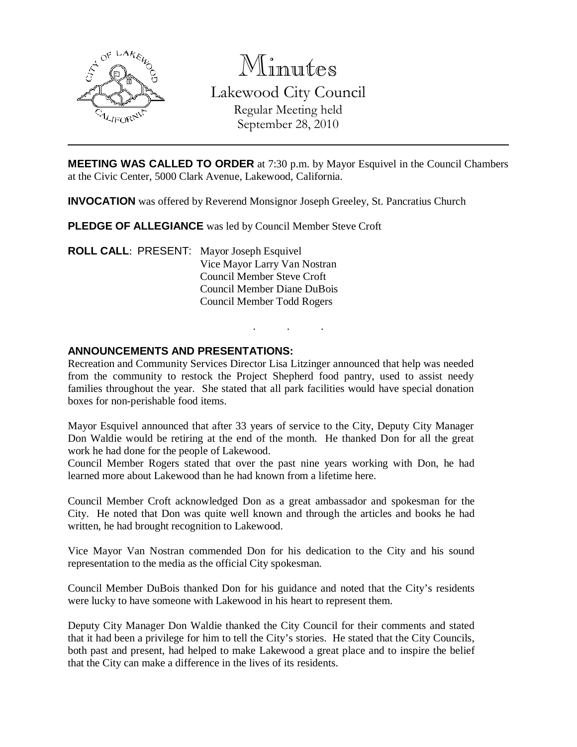# Minutes

## Lakewood City Council

Regular Meeting held
September 28, 2010

---

**MEETING WAS CALLED TO ORDER** at 7:30 p.m. by Mayor Esquivel in the Council Chambers at the Civic Center, 5000 Clark Avenue, Lakewood, California.

**INVOCATION** was offered by Reverend Monsignor Joseph Greeley, St. Pancratius Church

**PLEDGE OF ALLEGIANCE** was led by Council Member Steve Croft

**ROLL CALL**: PRESENT: Mayor Joseph Esquivel
Vice Mayor Larry Van Nostran
Council Member Steve Croft
Council Member Diane DuBois
Council Member Todd Rogers

. . .

**ANNOUNCEMENTS AND PRESENTATIONS:**

Recreation and Community Services Director Lisa Litzinger announced that help was needed from the community to restock the Project Shepherd food pantry, used to assist needy families throughout the year. She stated that all park facilities would have special donation boxes for non-perishable food items.

Mayor Esquivel announced that after 33 years of service to the City, Deputy City Manager Don Waldie would be retiring at the end of the month. He thanked Don for all the great work he had done for the people of Lakewood.

Council Member Rogers stated that over the past nine years working with Don, he had learned more about Lakewood than he had known from a lifetime here.

Council Member Croft acknowledged Don as a great ambassador and spokesman for the City. He noted that Don was quite well known and through the articles and books he had written, he had brought recognition to Lakewood.

Vice Mayor Van Nostran commended Don for his dedication to the City and his sound representation to the media as the official City spokesman.

Council Member DuBois thanked Don for his guidance and noted that the City's residents were lucky to have someone with Lakewood in his heart to represent them.

Deputy City Manager Don Waldie thanked the City Council for their comments and stated that it had been a privilege for him to tell the City's stories. He stated that the City Councils, both past and present, had helped to make Lakewood a great place and to inspire the belief that the City can make a difference in the lives of its residents.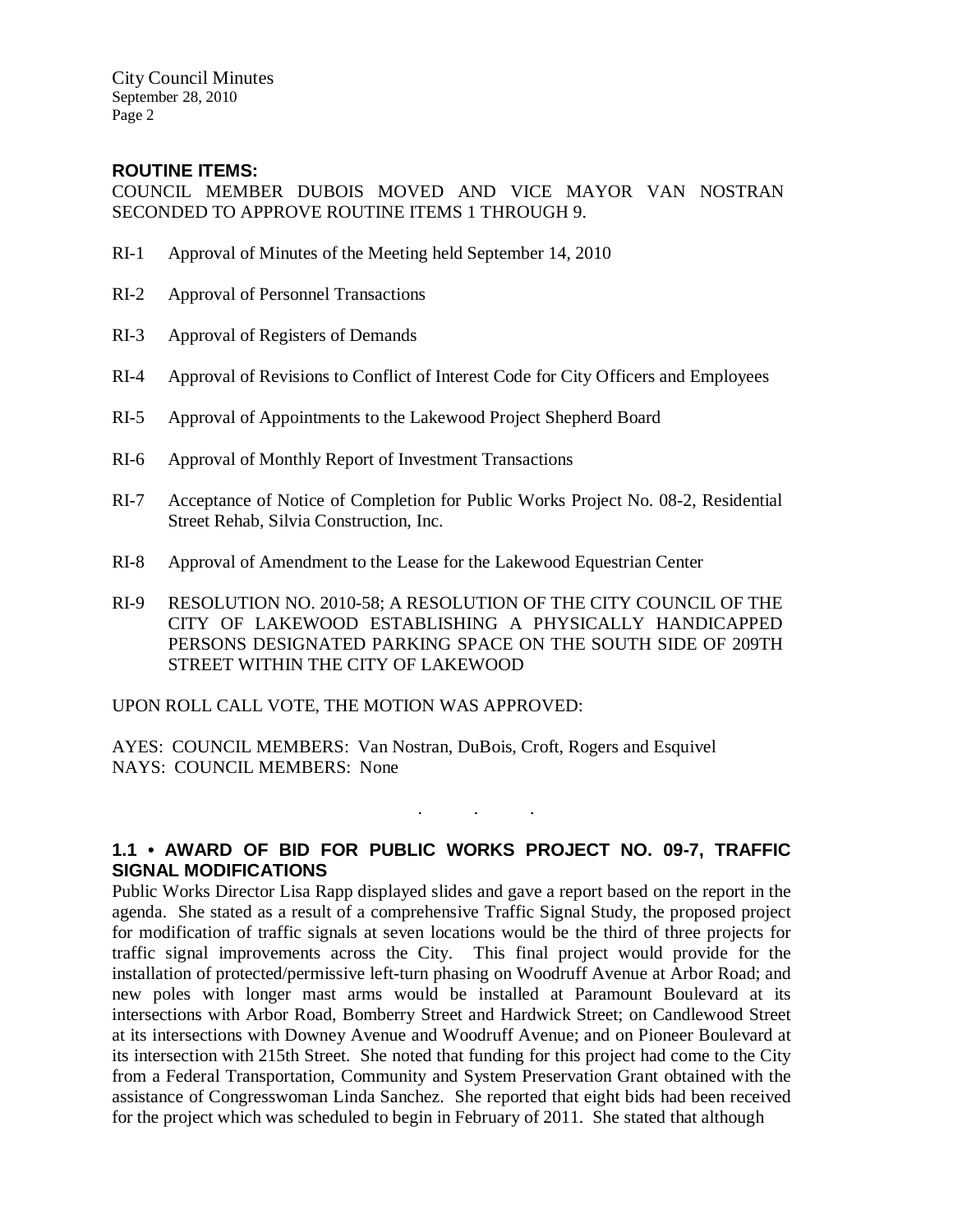## ROUTINE ITEMS:

COUNCIL MEMBER DUBOIS MOVED AND VICE MAYOR VAN NOSTRAN SECONDED TO APPROVE ROUTINE ITEMS 1 THROUGH 9.

RI-1 Approval of Minutes of the Meeting held September 14, 2010

RI-2 Approval of Personnel Transactions

RI-3 Approval of Registers of Demands

RI-4 Approval of Revisions to Conflict of Interest Code for City Officers and Employees

RI-5 Approval of Appointments to the Lakewood Project Shepherd Board

RI-6 Approval of Monthly Report of Investment Transactions

RI-7 Acceptance of Notice of Completion for Public Works Project No. 08-2, Residential Street Rehab, Silvia Construction, Inc.

RI-8 Approval of Amendment to the Lease for the Lakewood Equestrian Center

RI-9 RESOLUTION NO. 2010-58; A RESOLUTION OF THE CITY COUNCIL OF THE CITY OF LAKEWOOD ESTABLISHING A PHYSICALLY HANDICAPPED PERSONS DESIGNATED PARKING SPACE ON THE SOUTH SIDE OF 209TH STREET WITHIN THE CITY OF LAKEWOOD

UPON ROLL CALL VOTE, THE MOTION WAS APPROVED:

AYES: COUNCIL MEMBERS: Van Nostran, DuBois, Croft, Rogers and Esquivel
NAYS: COUNCIL MEMBERS: None

. . .

## 1.1 • AWARD OF BID FOR PUBLIC WORKS PROJECT NO. 09-7, TRAFFIC SIGNAL MODIFICATIONS

Public Works Director Lisa Rapp displayed slides and gave a report based on the report in the agenda. She stated as a result of a comprehensive Traffic Signal Study, the proposed project for modification of traffic signals at seven locations would be the third of three projects for traffic signal improvements across the City. This final project would provide for the installation of protected/permissive left-turn phasing on Woodruff Avenue at Arbor Road; and new poles with longer mast arms would be installed at Paramount Boulevard at its intersections with Arbor Road, Bomberry Street and Hardwick Street; on Candlewood Street at its intersections with Downey Avenue and Woodruff Avenue; and on Pioneer Boulevard at its intersection with 215th Street. She noted that funding for this project had come to the City from a Federal Transportation, Community and System Preservation Grant obtained with the assistance of Congresswoman Linda Sanchez. She reported that eight bids had been received for the project which was scheduled to begin in February of 2011. She stated that although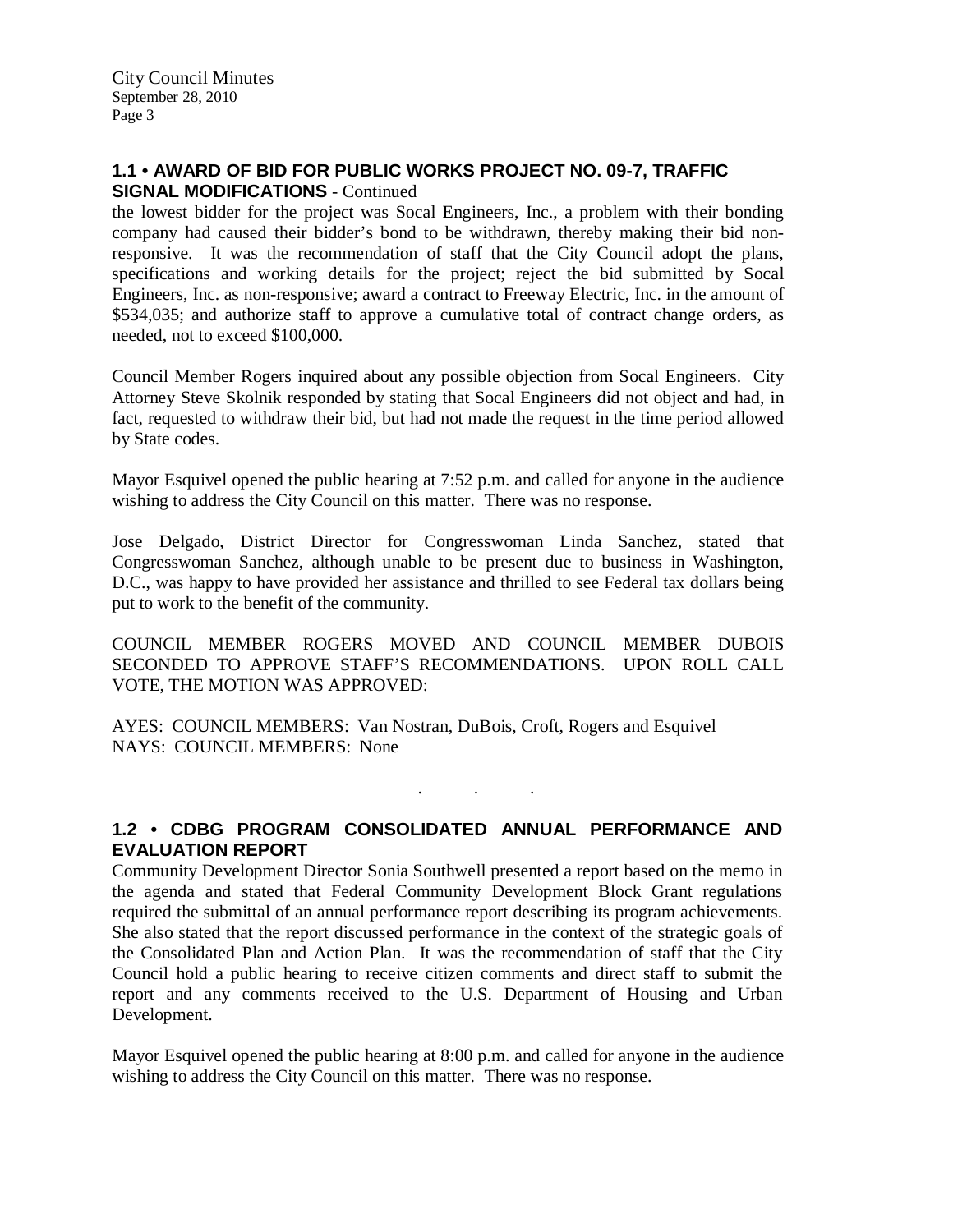## 1.1 • AWARD OF BID FOR PUBLIC WORKS PROJECT NO. 09-7, TRAFFIC SIGNAL MODIFICATIONS - Continued

the lowest bidder for the project was Socal Engineers, Inc., a problem with their bonding company had caused their bidder's bond to be withdrawn, thereby making their bid non-responsive. It was the recommendation of staff that the City Council adopt the plans, specifications and working details for the project; reject the bid submitted by Socal Engineers, Inc. as non-responsive; award a contract to Freeway Electric, Inc. in the amount of $534,035; and authorize staff to approve a cumulative total of contract change orders, as needed, not to exceed $100,000.

Council Member Rogers inquired about any possible objection from Socal Engineers. City Attorney Steve Skolnik responded by stating that Socal Engineers did not object and had, in fact, requested to withdraw their bid, but had not made the request in the time period allowed by State codes.

Mayor Esquivel opened the public hearing at 7:52 p.m. and called for anyone in the audience wishing to address the City Council on this matter. There was no response.

Jose Delgado, District Director for Congresswoman Linda Sanchez, stated that Congresswoman Sanchez, although unable to be present due to business in Washington, D.C., was happy to have provided her assistance and thrilled to see Federal tax dollars being put to work to the benefit of the community.

COUNCIL MEMBER ROGERS MOVED AND COUNCIL MEMBER DUBOIS SECONDED TO APPROVE STAFF'S RECOMMENDATIONS. UPON ROLL CALL VOTE, THE MOTION WAS APPROVED:

AYES: COUNCIL MEMBERS: Van Nostran, DuBois, Croft, Rogers and Esquivel
NAYS: COUNCIL MEMBERS: None

. . .

## 1.2 • CDBG PROGRAM CONSOLIDATED ANNUAL PERFORMANCE AND EVALUATION REPORT

Community Development Director Sonia Southwell presented a report based on the memo in the agenda and stated that Federal Community Development Block Grant regulations required the submittal of an annual performance report describing its program achievements. She also stated that the report discussed performance in the context of the strategic goals of the Consolidated Plan and Action Plan. It was the recommendation of staff that the City Council hold a public hearing to receive citizen comments and direct staff to submit the report and any comments received to the U.S. Department of Housing and Urban Development.

Mayor Esquivel opened the public hearing at 8:00 p.m. and called for anyone in the audience wishing to address the City Council on this matter. There was no response.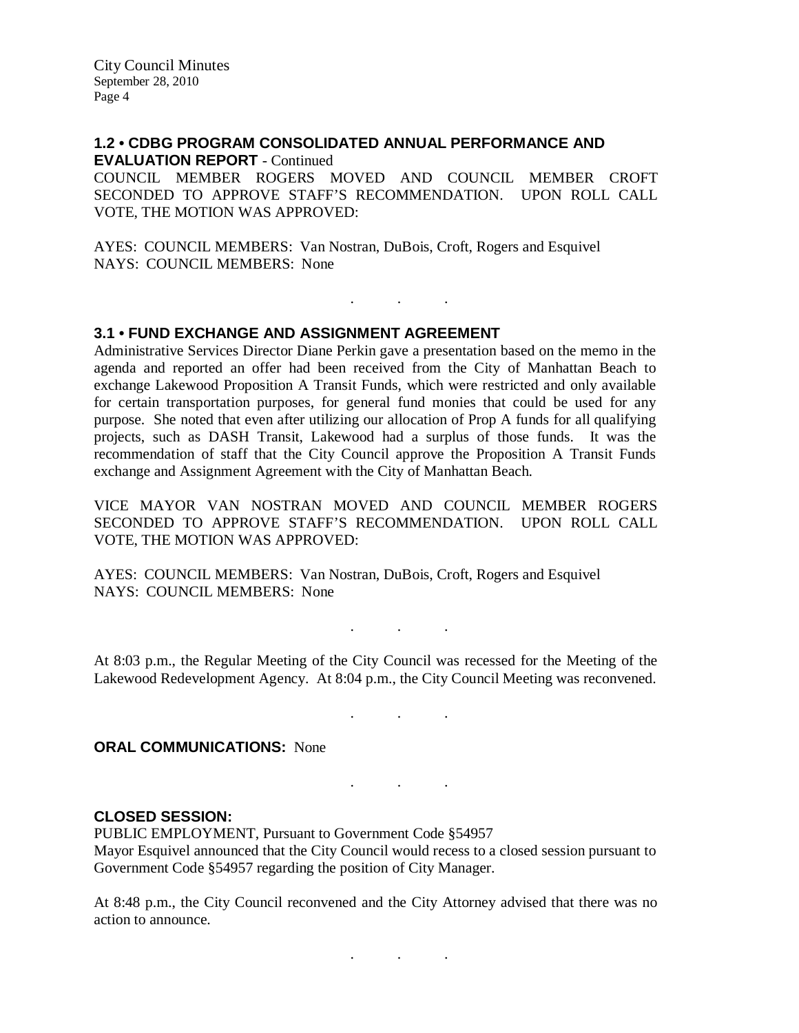### 1.2 • CDBG PROGRAM CONSOLIDATED ANNUAL PERFORMANCE AND EVALUATION REPORT - Continued

COUNCIL MEMBER ROGERS MOVED AND COUNCIL MEMBER CROFT SECONDED TO APPROVE STAFF'S RECOMMENDATION. UPON ROLL CALL VOTE, THE MOTION WAS APPROVED:

AYES: COUNCIL MEMBERS: Van Nostran, DuBois, Croft, Rogers and Esquivel
NAYS: COUNCIL MEMBERS: None

. . .

### 3.1 • FUND EXCHANGE AND ASSIGNMENT AGREEMENT

Administrative Services Director Diane Perkin gave a presentation based on the memo in the agenda and reported an offer had been received from the City of Manhattan Beach to exchange Lakewood Proposition A Transit Funds, which were restricted and only available for certain transportation purposes, for general fund monies that could be used for any purpose. She noted that even after utilizing our allocation of Prop A funds for all qualifying projects, such as DASH Transit, Lakewood had a surplus of those funds. It was the recommendation of staff that the City Council approve the Proposition A Transit Funds exchange and Assignment Agreement with the City of Manhattan Beach.

VICE MAYOR VAN NOSTRAN MOVED AND COUNCIL MEMBER ROGERS SECONDED TO APPROVE STAFF'S RECOMMENDATION. UPON ROLL CALL VOTE, THE MOTION WAS APPROVED:

AYES: COUNCIL MEMBERS: Van Nostran, DuBois, Croft, Rogers and Esquivel
NAYS: COUNCIL MEMBERS: None

. . .

At 8:03 p.m., the Regular Meeting of the City Council was recessed for the Meeting of the Lakewood Redevelopment Agency. At 8:04 p.m., the City Council Meeting was reconvened.

. . .

**ORAL COMMUNICATIONS:** None

. . .

**CLOSED SESSION:**

PUBLIC EMPLOYMENT, Pursuant to Government Code §54957
Mayor Esquivel announced that the City Council would recess to a closed session pursuant to Government Code §54957 regarding the position of City Manager.

At 8:48 p.m., the City Council reconvened and the City Attorney advised that there was no action to announce.

. . .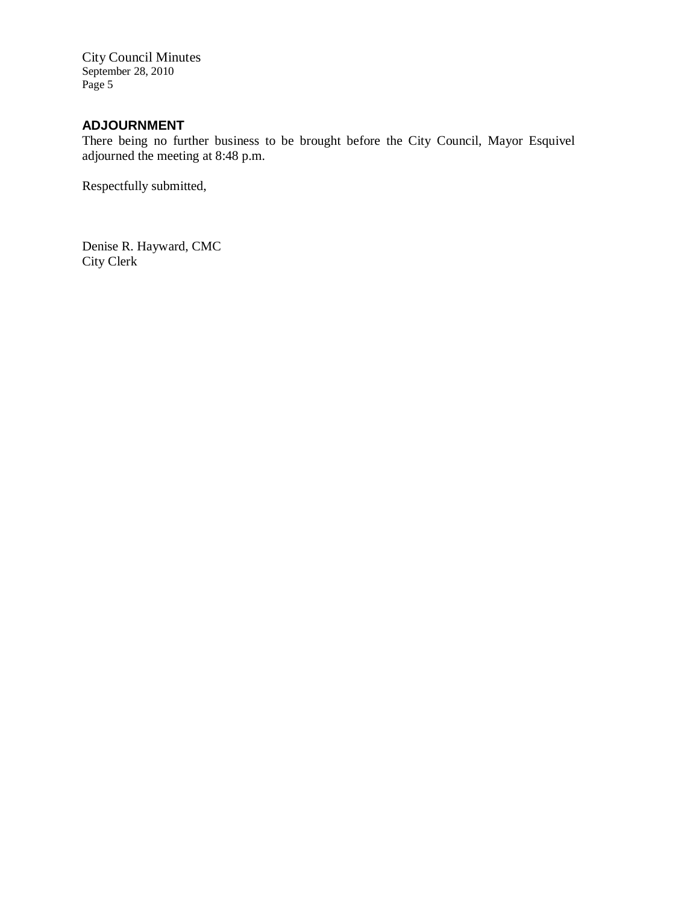## ADJOURNMENT

There being no further business to be brought before the City Council, Mayor Esquivel adjourned the meeting at 8:48 p.m.

Respectfully submitted,

Denise R. Hayward, CMC
City Clerk